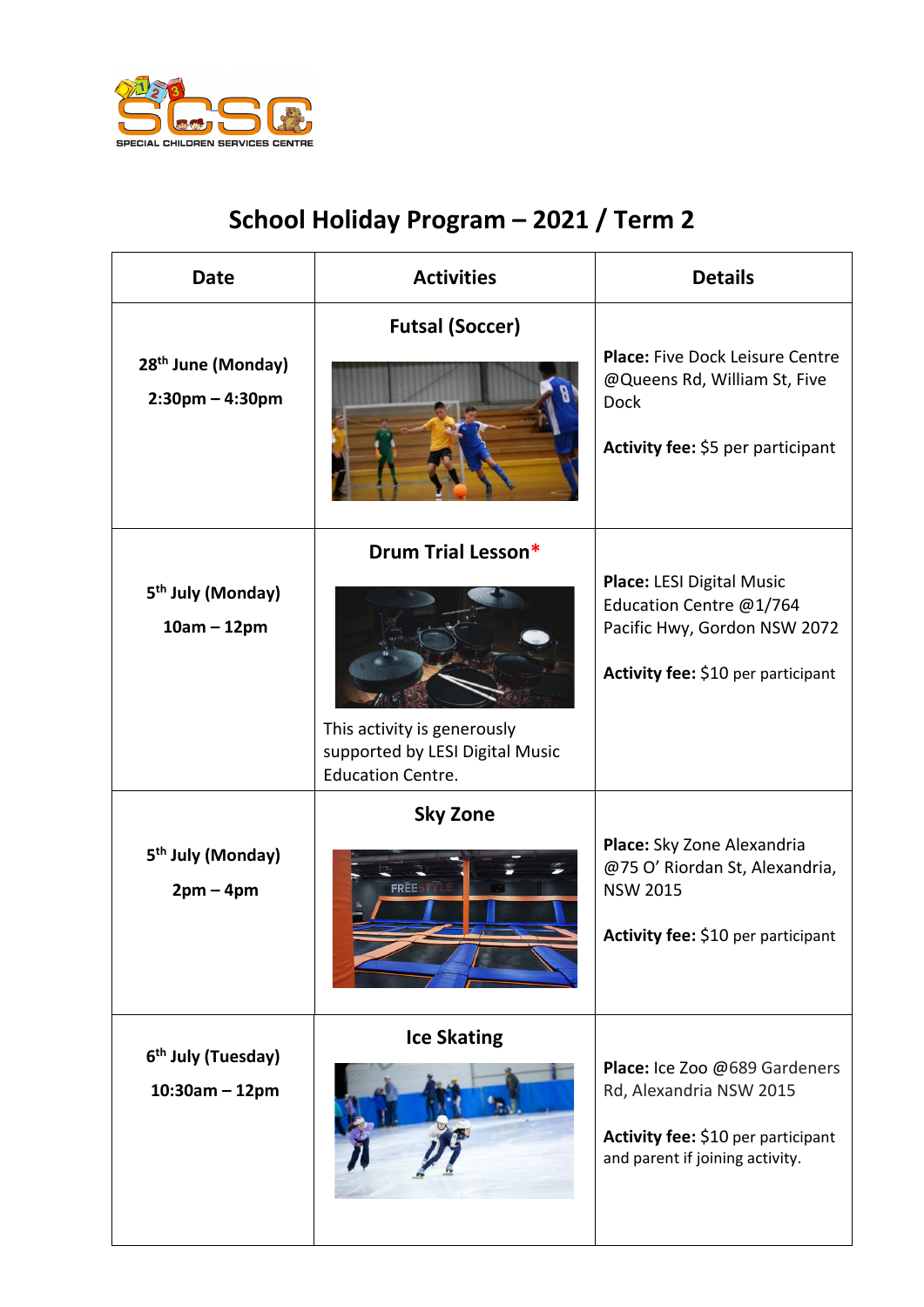# School Holiday Program – 2021 / Term 2

| Date | Activities | Details |
|---|---|---|
| **28th June (Monday)** **2:30pm – 4:30pm** | **Futsal (Soccer)** | **Place:** Five Dock Leisure Centre @Queens Rd, William St, Five Dock **Activity fee:** $5 per participant |
| **5th July (Monday)** **10am – 12pm** | **Drum Trial Lesson*** This activity is generously supported by LESI Digital Music Education Centre. | **Place:** LESI Digital Music Education Centre @1/764 Pacific Hwy, Gordon NSW 2072 **Activity fee:** $10 per participant |
| **5th July (Monday)** **2pm – 4pm** | **Sky Zone** | **Place:** Sky Zone Alexandria @75 O' Riordan St, Alexandria, NSW 2015 **Activity fee:** $10 per participant |
| **6th July (Tuesday)** **10:30am – 12pm** | **Ice Skating** | **Place:** Ice Zoo @689 Gardeners Rd, Alexandria NSW 2015 **Activity fee:** $10 per participant and parent if joining activity. |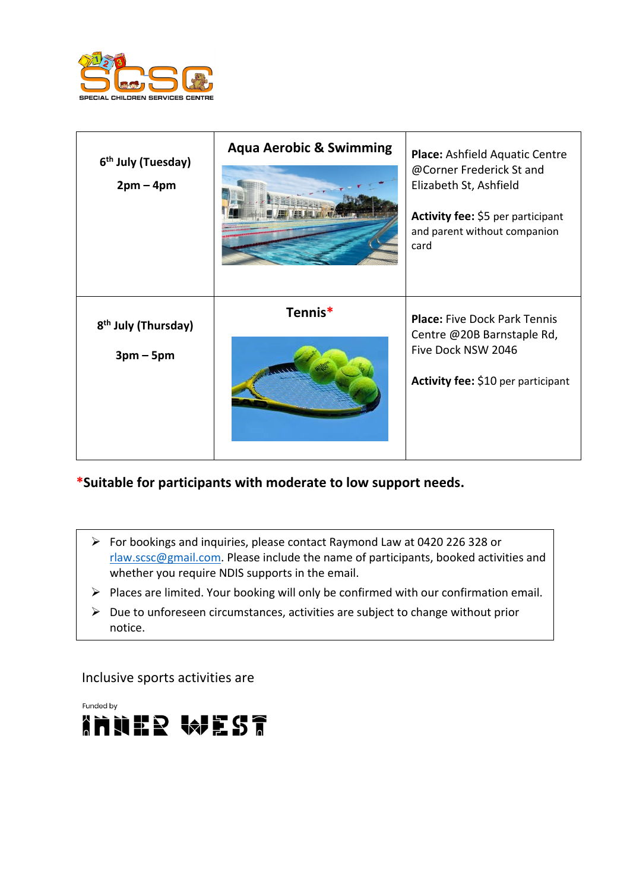| | | |
|---|---|---|
| **6th July (Tuesday)**<br><br>**2pm – 4pm** | **Aqua Aerobic & Swimming** | **Place:** Ashfield Aquatic Centre @Corner Frederick St and Elizabeth St, Ashfield<br><br>**Activity fee:** $5 per participant and parent without companion card |
| **8th July (Thursday)**<br><br>**3pm – 5pm** | **Tennis*** | **Place:** Five Dock Park Tennis Centre @20B Barnstaple Rd, Five Dock NSW 2046<br><br>**Activity fee:** $10 per participant |

***Suitable for participants with moderate to low support needs.**

- For bookings and inquiries, please contact Raymond Law at 0420 226 328 or rlaw.scsc@gmail.com. Please include the name of participants, booked activities and whether you require NDIS supports in the email.
- Places are limited. Your booking will only be confirmed with our confirmation email.
- Due to unforeseen circumstances, activities are subject to change without prior notice.

Inclusive sports activities are

Funded by

INNER WEST